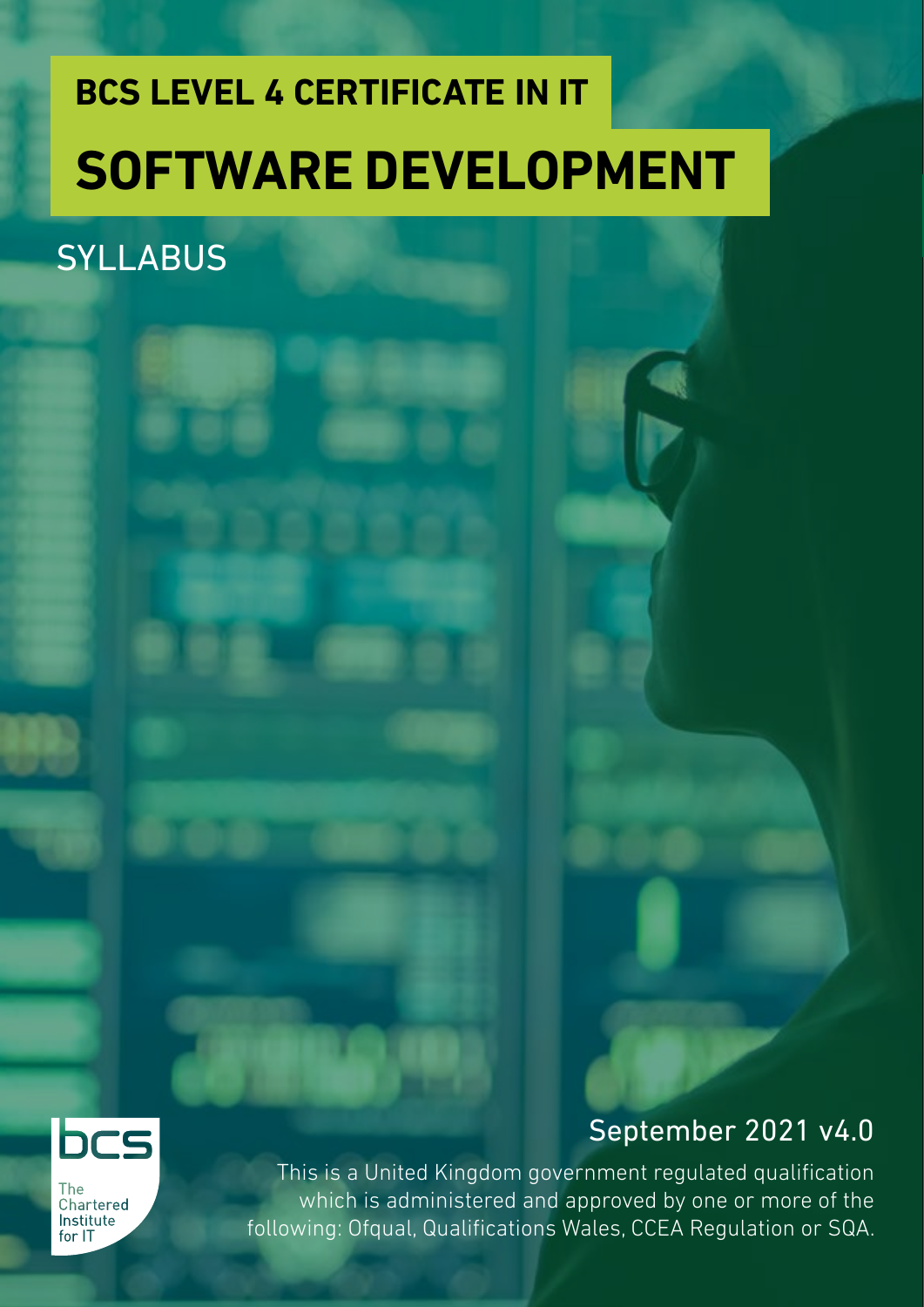# BCS LEVEL 4 CERTIFICATE IN IT

# SOFTWARE DEVELOPMENT

## SYLLABUS

September 2021 v4.0

This is a United Kingdom government regulated qualification which is administered and approved by one or more of the following: Ofqual, Qualifications Wales, CCEA Regulation or SQA.

bcs

The Chartered Institute for IT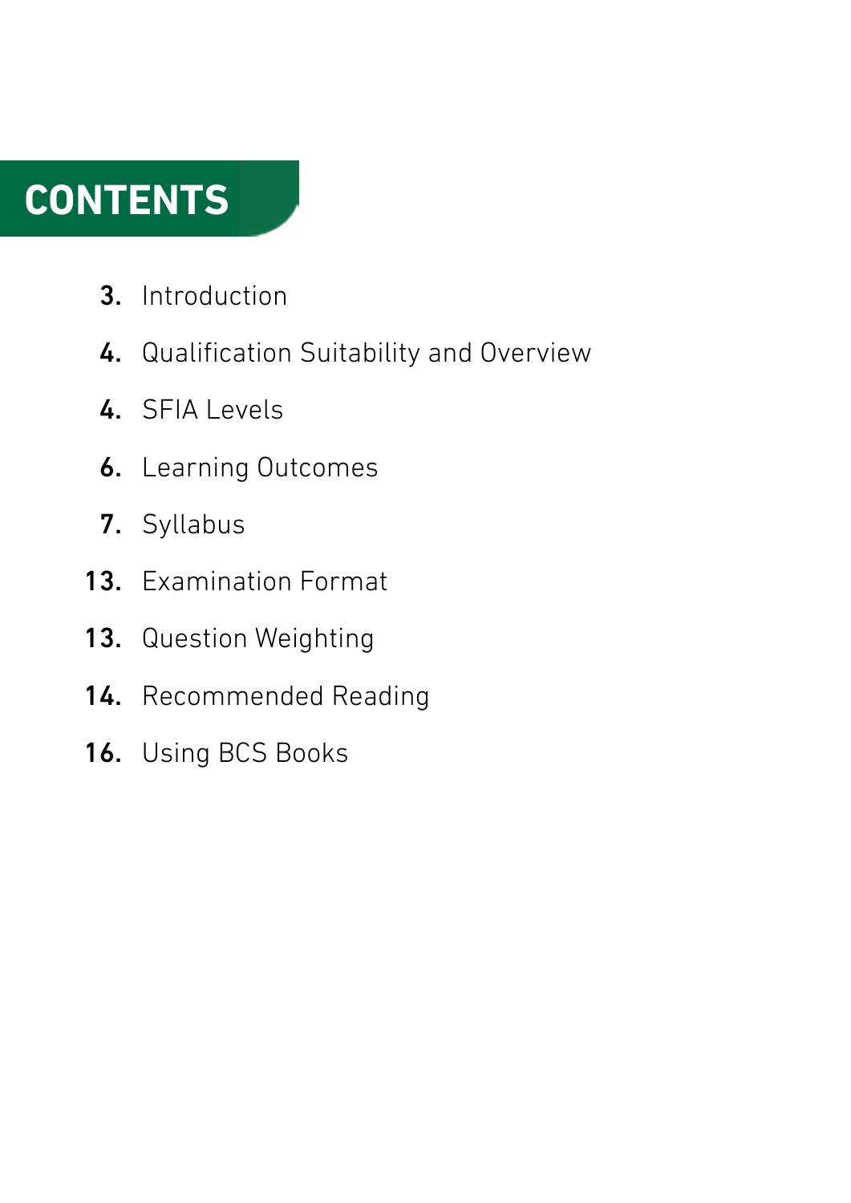# CONTENTS

3. Introduction
4. Qualification Suitability and Overview
4. SFIA Levels
6. Learning Outcomes
7. Syllabus
13. Examination Format
13. Question Weighting
14. Recommended Reading
16. Using BCS Books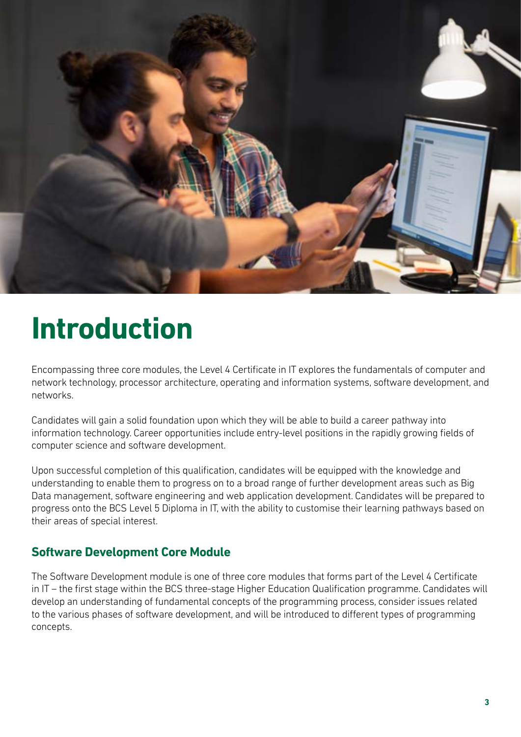# Introduction

Encompassing three core modules, the Level 4 Certificate in IT explores the fundamentals of computer and network technology, processor architecture, operating and information systems, software development, and networks.

Candidates will gain a solid foundation upon which they will be able to build a career pathway into information technology. Career opportunities include entry-level positions in the rapidly growing fields of computer science and software development.

Upon successful completion of this qualification, candidates will be equipped with the knowledge and understanding to enable them to progress on to a broad range of further development areas such as Big Data management, software engineering and web application development. Candidates will be prepared to progress onto the BCS Level 5 Diploma in IT, with the ability to customise their learning pathways based on their areas of special interest.

## Software Development Core Module

The Software Development module is one of three core modules that forms part of the Level 4 Certificate in IT – the first stage within the BCS three-stage Higher Education Qualification programme. Candidates will develop an understanding of fundamental concepts of the programming process, consider issues related to the various phases of software development, and will be introduced to different types of programming concepts.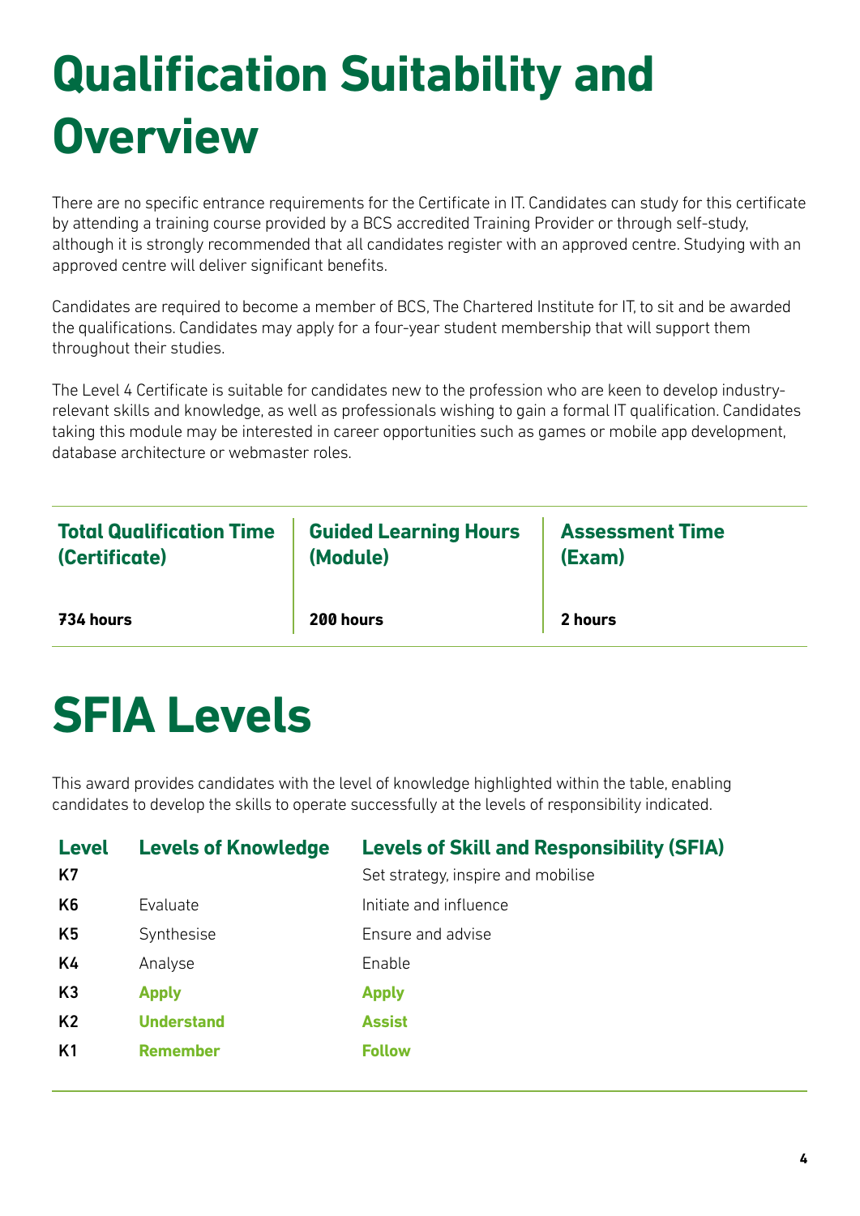# Qualification Suitability and Overview

There are no specific entrance requirements for the Certificate in IT. Candidates can study for this certificate by attending a training course provided by a BCS accredited Training Provider or through self-study, although it is strongly recommended that all candidates register with an approved centre. Studying with an approved centre will deliver significant benefits.

Candidates are required to become a member of BCS, The Chartered Institute for IT, to sit and be awarded the qualifications. Candidates may apply for a four-year student membership that will support them throughout their studies.

The Level 4 Certificate is suitable for candidates new to the profession who are keen to develop industry-relevant skills and knowledge, as well as professionals wishing to gain a formal IT qualification. Candidates taking this module may be interested in career opportunities such as games or mobile app development, database architecture or webmaster roles.

| Total Qualification Time (Certificate) | Guided Learning Hours (Module) | Assessment Time (Exam) |
|---|---|---|
| **734 hours** | **200 hours** | **2 hours** |

# SFIA Levels

This award provides candidates with the level of knowledge highlighted within the table, enabling candidates to develop the skills to operate successfully at the levels of responsibility indicated.

| Level | Levels of Knowledge | Levels of Skill and Responsibility (SFIA) |
|---|---|---|
| K7 | | Set strategy, inspire and mobilise |
| K6 | Evaluate | Initiate and influence |
| K5 | Synthesise | Ensure and advise |
| K4 | Analyse | Enable |
| K3 | **Apply** | **Apply** |
| K2 | **Understand** | **Assist** |
| K1 | **Remember** | **Follow** |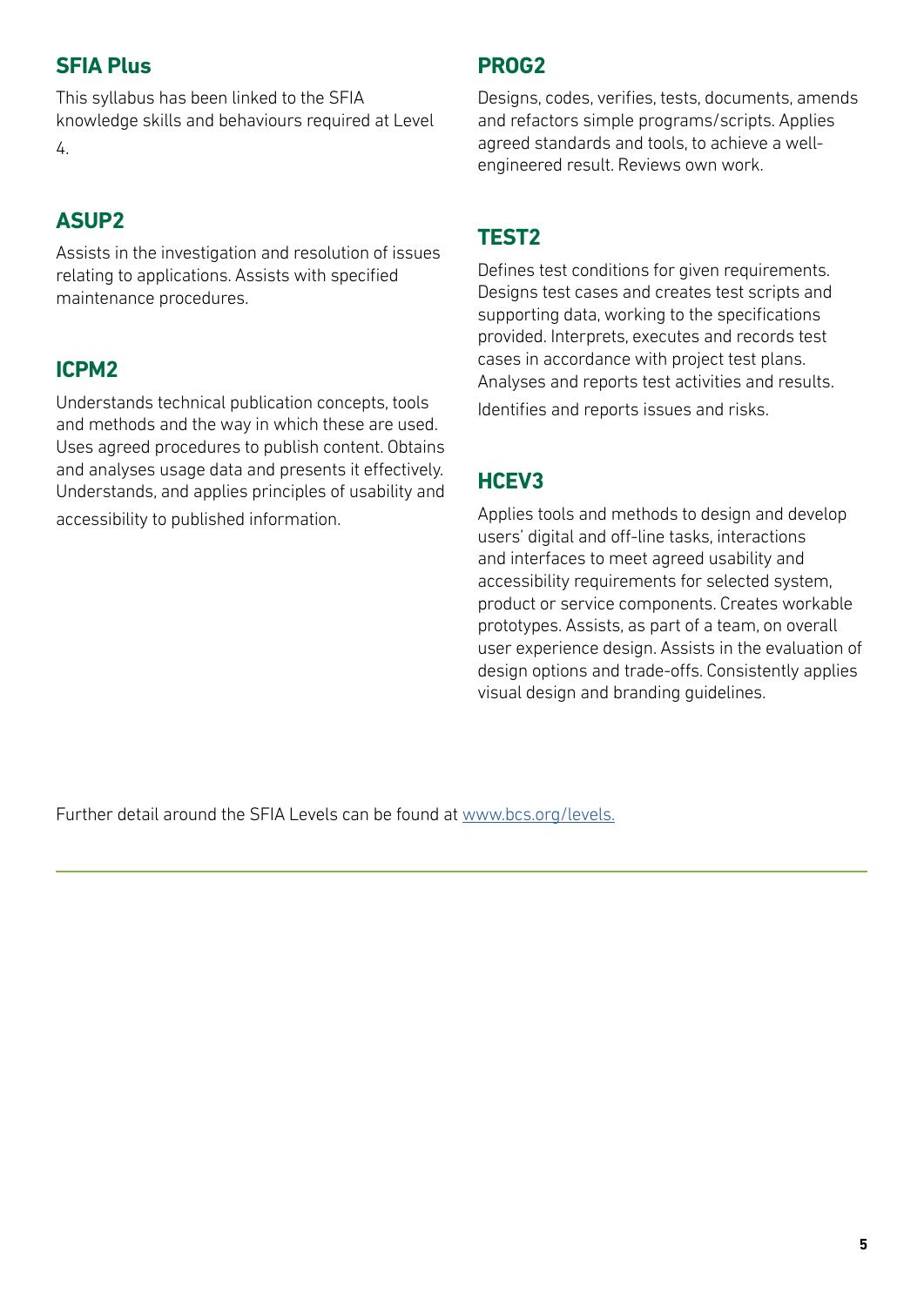## SFIA Plus

This syllabus has been linked to the SFIA knowledge skills and behaviours required at Level 4.

## ASUP2

Assists in the investigation and resolution of issues relating to applications. Assists with specified maintenance procedures.

## ICPM2

Understands technical publication concepts, tools and methods and the way in which these are used. Uses agreed procedures to publish content. Obtains and analyses usage data and presents it effectively. Understands, and applies principles of usability and accessibility to published information.

## PROG2

Designs, codes, verifies, tests, documents, amends and refactors simple programs/scripts. Applies agreed standards and tools, to achieve a well-engineered result. Reviews own work.

## TEST2

Defines test conditions for given requirements. Designs test cases and creates test scripts and supporting data, working to the specifications provided. Interprets, executes and records test cases in accordance with project test plans. Analyses and reports test activities and results.

Identifies and reports issues and risks.

## HCEV3

Applies tools and methods to design and develop users' digital and off-line tasks, interactions and interfaces to meet agreed usability and accessibility requirements for selected system, product or service components. Creates workable prototypes. Assists, as part of a team, on overall user experience design. Assists in the evaluation of design options and trade-offs. Consistently applies visual design and branding guidelines.

Further detail around the SFIA Levels can be found at [www.bcs.org/levels.](www.bcs.org/levels)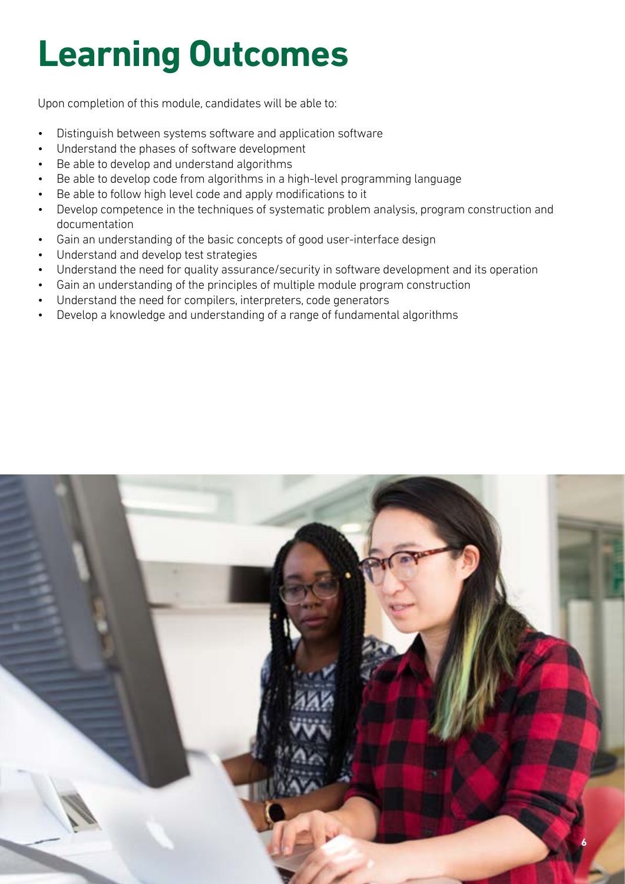# Learning Outcomes

Upon completion of this module, candidates will be able to:

- Distinguish between systems software and application software
- Understand the phases of software development
- Be able to develop and understand algorithms
- Be able to develop code from algorithms in a high-level programming language
- Be able to follow high level code and apply modifications to it
- Develop competence in the techniques of systematic problem analysis, program construction and documentation
- Gain an understanding of the basic concepts of good user-interface design
- Understand and develop test strategies
- Understand the need for quality assurance/security in software development and its operation
- Gain an understanding of the principles of multiple module program construction
- Understand the need for compilers, interpreters, code generators
- Develop a knowledge and understanding of a range of fundamental algorithms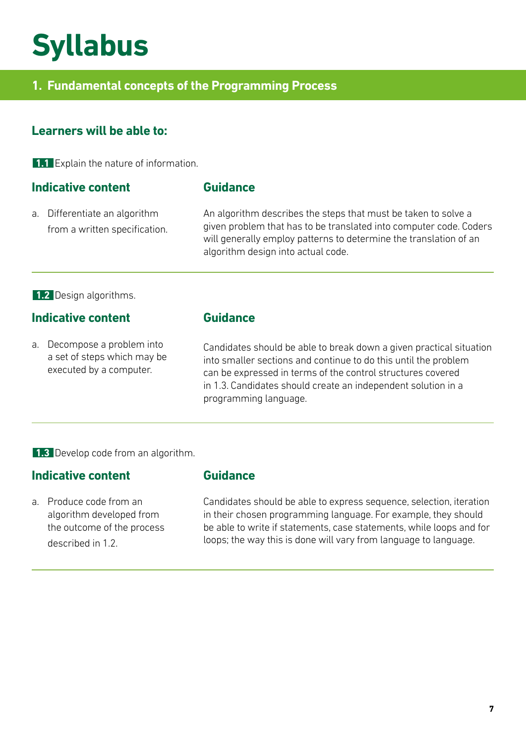# Syllabus

## 1. Fundamental concepts of the Programming Process

### Learners will be able to:

**1.1** Explain the nature of information.

| Indicative content | Guidance |
|---|---|
| a. Differentiate an algorithm from a written specification. | An algorithm describes the steps that must be taken to solve a given problem that has to be translated into computer code. Coders will generally employ patterns to determine the translation of an algorithm design into actual code. |

**1.2** Design algorithms.

| Indicative content | Guidance |
|---|---|
| a. Decompose a problem into a set of steps which may be executed by a computer. | Candidates should be able to break down a given practical situation into smaller sections and continue to do this until the problem can be expressed in terms of the control structures covered in 1.3. Candidates should create an independent solution in a programming language. |

**1.3** Develop code from an algorithm.

| Indicative content | Guidance |
|---|---|
| a. Produce code from an algorithm developed from the outcome of the process described in 1.2. | Candidates should be able to express sequence, selection, iteration in their chosen programming language. For example, they should be able to write if statements, case statements, while loops and for loops; the way this is done will vary from language to language. |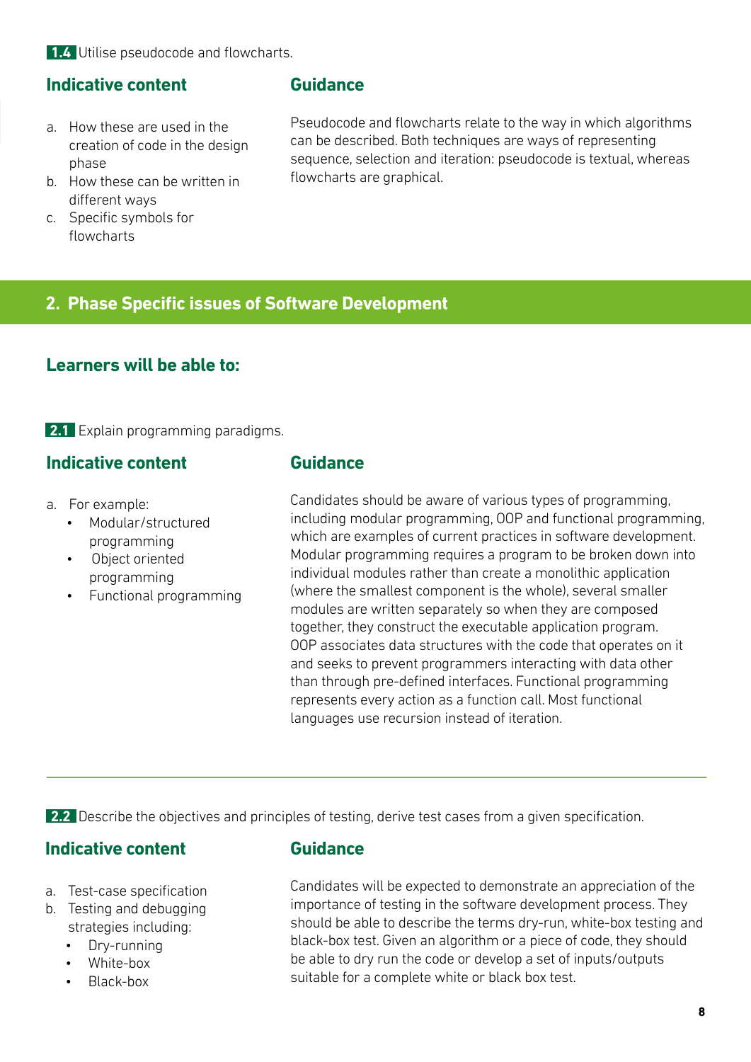**1.4** Utilise pseudocode and flowcharts.

### Indicative content

a. How these are used in the creation of code in the design phase
b. How these can be written in different ways
c. Specific symbols for flowcharts

### Guidance

Pseudocode and flowcharts relate to the way in which algorithms can be described. Both techniques are ways of representing sequence, selection and iteration: pseudocode is textual, whereas flowcharts are graphical.

## 2. Phase Specific issues of Software Development

### Learners will be able to:

**2.1** Explain programming paradigms.

### Indicative content

a. For example:
   - Modular/structured programming
   - Object oriented programming
   - Functional programming

### Guidance

Candidates should be aware of various types of programming, including modular programming, OOP and functional programming, which are examples of current practices in software development. Modular programming requires a program to be broken down into individual modules rather than create a monolithic application (where the smallest component is the whole), several smaller modules are written separately so when they are composed together, they construct the executable application program. OOP associates data structures with the code that operates on it and seeks to prevent programmers interacting with data other than through pre-defined interfaces. Functional programming represents every action as a function call. Most functional languages use recursion instead of iteration.

---

**2.2** Describe the objectives and principles of testing, derive test cases from a given specification.

### Indicative content

a. Test-case specification
b. Testing and debugging strategies including:
   - Dry-running
   - White-box
   - Black-box

### Guidance

Candidates will be expected to demonstrate an appreciation of the importance of testing in the software development process. They should be able to describe the terms dry-run, white-box testing and black-box test. Given an algorithm or a piece of code, they should be able to dry run the code or develop a set of inputs/outputs suitable for a complete white or black box test.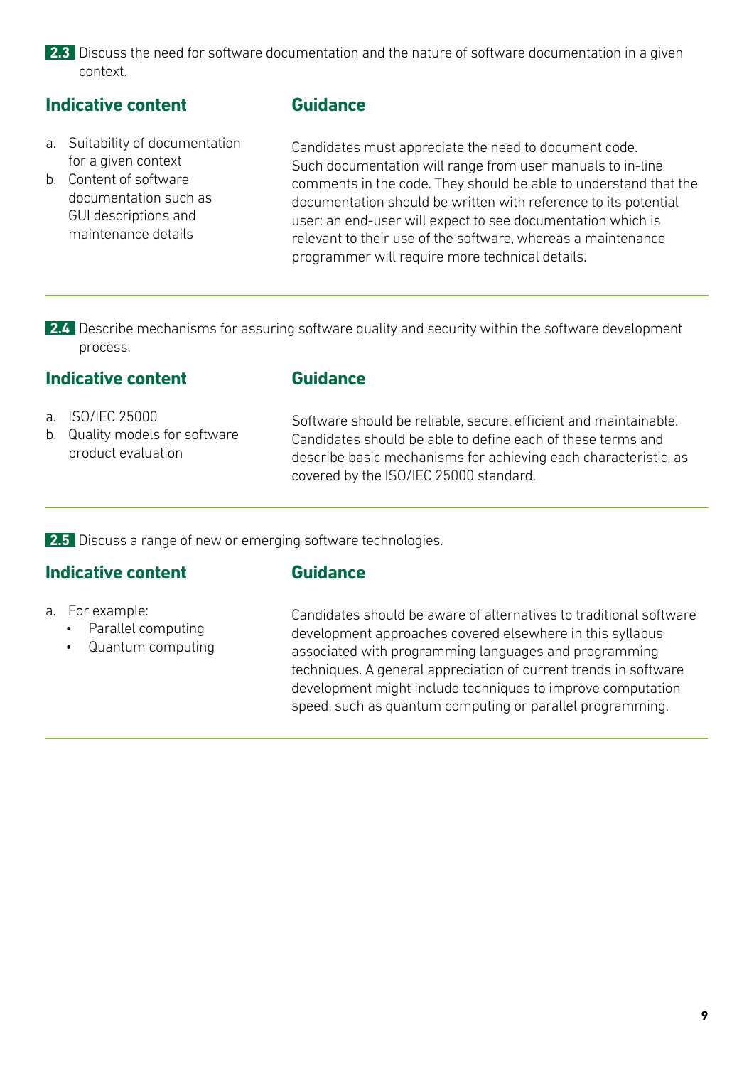**2.3** Discuss the need for software documentation and the nature of software documentation in a given context.

### Indicative content

a. Suitability of documentation for a given context
b. Content of software documentation such as GUI descriptions and maintenance details

### Guidance

Candidates must appreciate the need to document code. Such documentation will range from user manuals to in-line comments in the code. They should be able to understand that the documentation should be written with reference to its potential user: an end-user will expect to see documentation which is relevant to their use of the software, whereas a maintenance programmer will require more technical details.

---

**2.4** Describe mechanisms for assuring software quality and security within the software development process.

### Indicative content

a. ISO/IEC 25000
b. Quality models for software product evaluation

### Guidance

Software should be reliable, secure, efficient and maintainable. Candidates should be able to define each of these terms and describe basic mechanisms for achieving each characteristic, as covered by the ISO/IEC 25000 standard.

---

**2.5** Discuss a range of new or emerging software technologies.

### Indicative content

a. For example:
   - Parallel computing
   - Quantum computing

### Guidance

Candidates should be aware of alternatives to traditional software development approaches covered elsewhere in this syllabus associated with programming languages and programming techniques. A general appreciation of current trends in software development might include techniques to improve computation speed, such as quantum computing or parallel programming.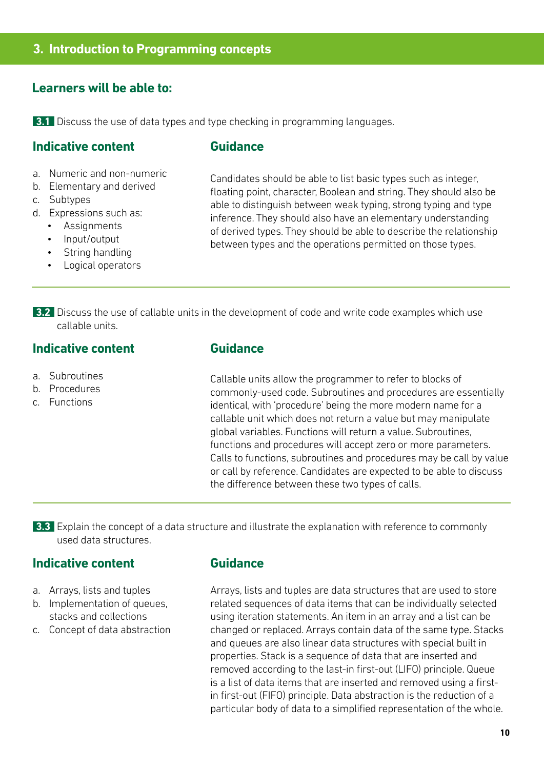## 3. Introduction to Programming concepts

### Learners will be able to:

**3.1** Discuss the use of data types and type checking in programming languages.

#### Indicative content

a. Numeric and non-numeric
b. Elementary and derived
c. Subtypes
d. Expressions such as:
   - Assignments
   - Input/output
   - String handling
   - Logical operators

#### Guidance

Candidates should be able to list basic types such as integer, floating point, character, Boolean and string. They should also be able to distinguish between weak typing, strong typing and type inference. They should also have an elementary understanding of derived types. They should be able to describe the relationship between types and the operations permitted on those types.

---

**3.2** Discuss the use of callable units in the development of code and write code examples which use callable units.

#### Indicative content

a. Subroutines
b. Procedures
c. Functions

#### Guidance

Callable units allow the programmer to refer to blocks of commonly-used code. Subroutines and procedures are essentially identical, with 'procedure' being the more modern name for a callable unit which does not return a value but may manipulate global variables. Functions will return a value. Subroutines, functions and procedures will accept zero or more parameters. Calls to functions, subroutines and procedures may be call by value or call by reference. Candidates are expected to be able to discuss the difference between these two types of calls.

---

**3.3** Explain the concept of a data structure and illustrate the explanation with reference to commonly used data structures.

#### Indicative content

a. Arrays, lists and tuples
b. Implementation of queues, stacks and collections
c. Concept of data abstraction

#### Guidance

Arrays, lists and tuples are data structures that are used to store related sequences of data items that can be individually selected using iteration statements. An item in an array and a list can be changed or replaced. Arrays contain data of the same type. Stacks and queues are also linear data structures with special built in properties. Stack is a sequence of data that are inserted and removed according to the last-in first-out (LIFO) principle. Queue is a list of data items that are inserted and removed using a first-in first-out (FIFO) principle. Data abstraction is the reduction of a particular body of data to a simplified representation of the whole.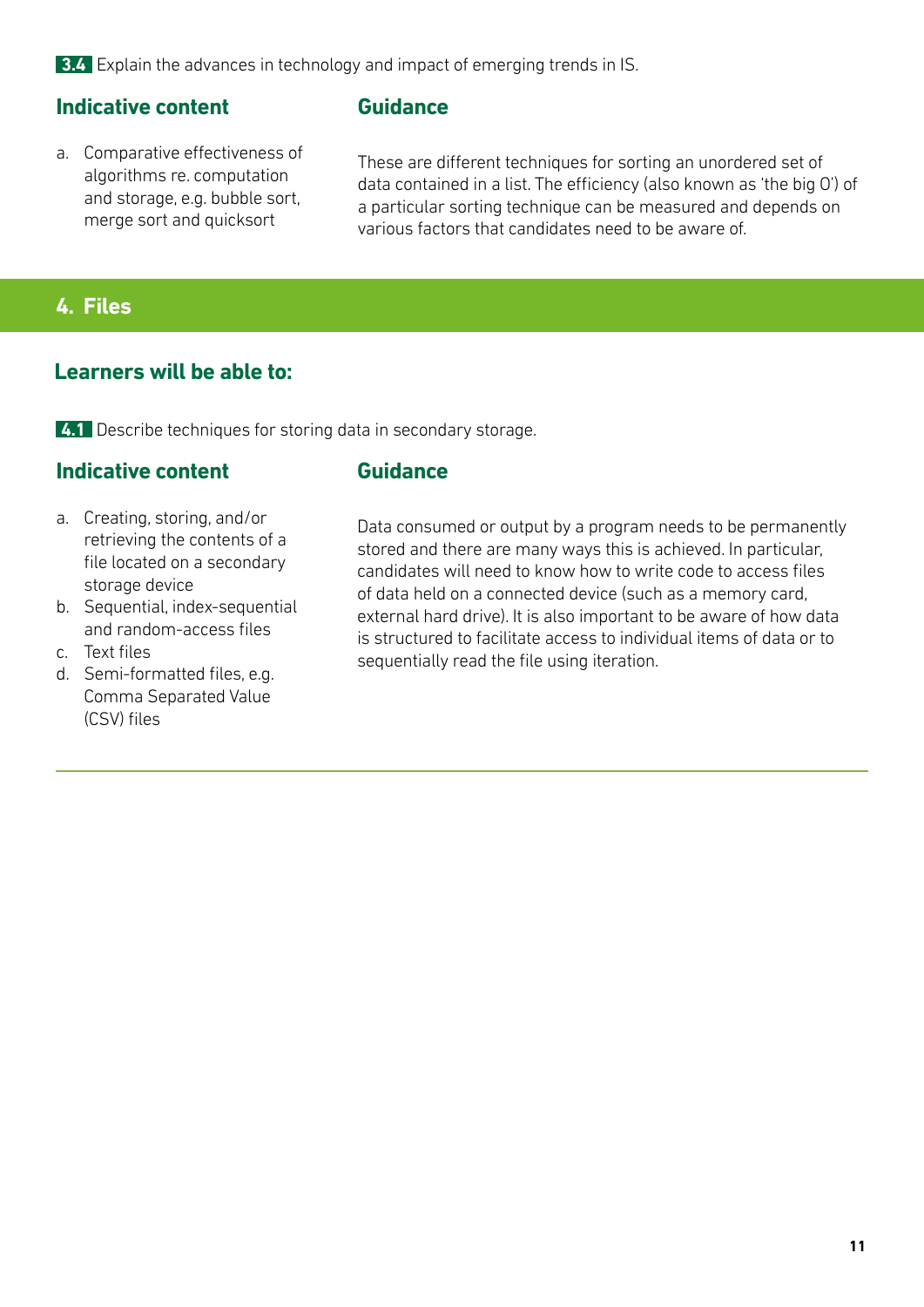**3.4** Explain the advances in technology and impact of emerging trends in IS.

### Indicative content

a. Comparative effectiveness of algorithms re. computation and storage, e.g. bubble sort, merge sort and quicksort

### Guidance

These are different techniques for sorting an unordered set of data contained in a list. The efficiency (also known as 'the big O') of a particular sorting technique can be measured and depends on various factors that candidates need to be aware of.

## 4. Files

### Learners will be able to:

**4.1** Describe techniques for storing data in secondary storage.

### Indicative content

a. Creating, storing, and/or retrieving the contents of a file located on a secondary storage device
b. Sequential, index-sequential and random-access files
c. Text files
d. Semi-formatted files, e.g. Comma Separated Value (CSV) files

### Guidance

Data consumed or output by a program needs to be permanently stored and there are many ways this is achieved. In particular, candidates will need to know how to write code to access files of data held on a connected device (such as a memory card, external hard drive). It is also important to be aware of how data is structured to facilitate access to individual items of data or to sequentially read the file using iteration.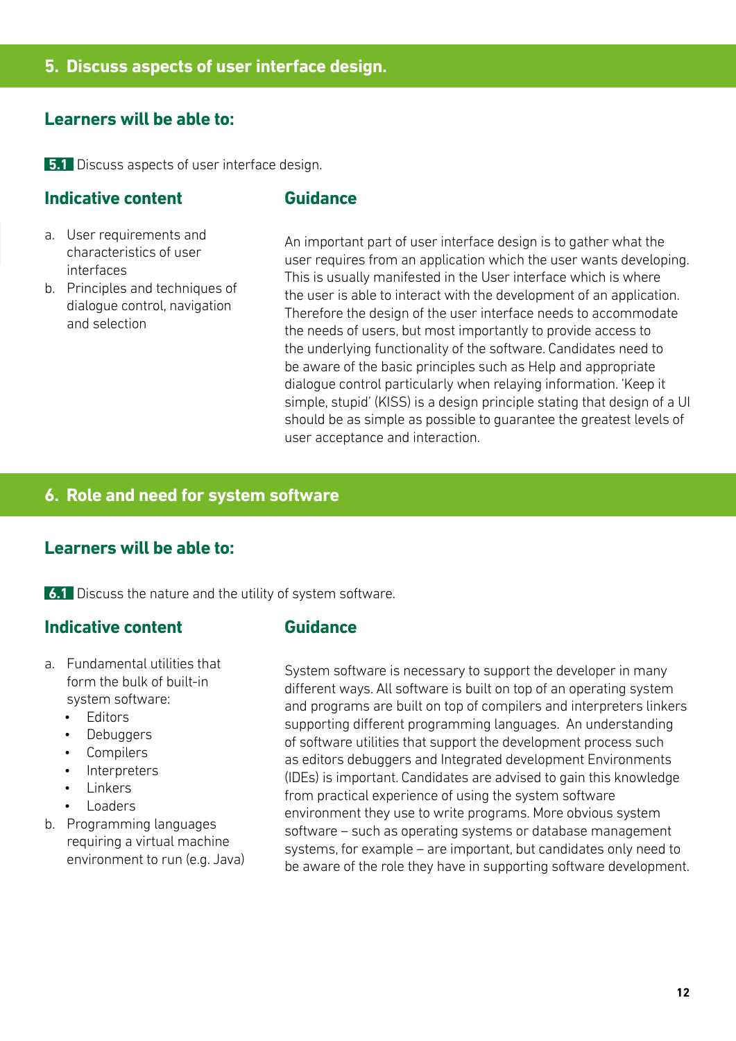## 5. Discuss aspects of user interface design.

### Learners will be able to:

**5.1** Discuss aspects of user interface design.

### Indicative content

a. User requirements and characteristics of user interfaces
b. Principles and techniques of dialogue control, navigation and selection

### Guidance

An important part of user interface design is to gather what the user requires from an application which the user wants developing. This is usually manifested in the User interface which is where the user is able to interact with the development of an application. Therefore the design of the user interface needs to accommodate the needs of users, but most importantly to provide access to the underlying functionality of the software. Candidates need to be aware of the basic principles such as Help and appropriate dialogue control particularly when relaying information. 'Keep it simple, stupid' (KISS) is a design principle stating that design of a UI should be as simple as possible to guarantee the greatest levels of user acceptance and interaction.

## 6. Role and need for system software

### Learners will be able to:

**6.1** Discuss the nature and the utility of system software.

### Indicative content

a. Fundamental utilities that form the bulk of built-in system software:
   - Editors
   - Debuggers
   - Compilers
   - Interpreters
   - Linkers
   - Loaders
b. Programming languages requiring a virtual machine environment to run (e.g. Java)

### Guidance

System software is necessary to support the developer in many different ways. All software is built on top of an operating system and programs are built on top of compilers and interpreters linkers supporting different programming languages. An understanding of software utilities that support the development process such as editors debuggers and Integrated development Environments (IDEs) is important. Candidates are advised to gain this knowledge from practical experience of using the system software environment they use to write programs. More obvious system software – such as operating systems or database management systems, for example – are important, but candidates only need to be aware of the role they have in supporting software development.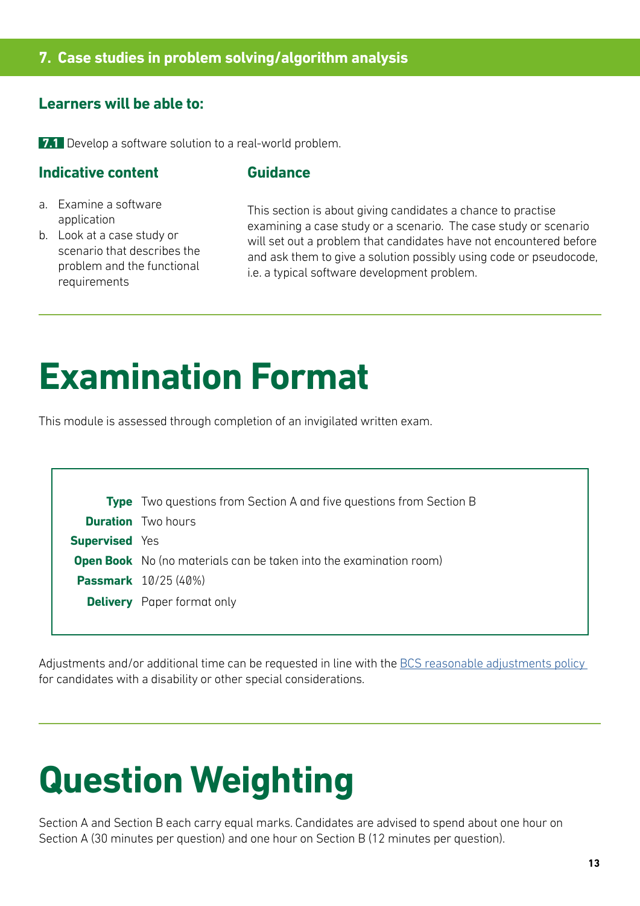## 7. Case studies in problem solving/algorithm analysis

### Learners will be able to:

**7.1** Develop a software solution to a real-world problem.

### Indicative content

a. Examine a software application
b. Look at a case study or scenario that describes the problem and the functional requirements

### Guidance

This section is about giving candidates a chance to practise examining a case study or a scenario. The case study or scenario will set out a problem that candidates have not encountered before and ask them to give a solution possibly using code or pseudocode, i.e. a typical software development problem.

# Examination Format

This module is assessed through completion of an invigilated written exam.

| | |
|---|---|
| **Type** | Two questions from Section A and five questions from Section B |
| **Duration** | Two hours |
| **Supervised** | Yes |
| **Open Book** | No (no materials can be taken into the examination room) |
| **Passmark** | 10/25 (40%) |
| **Delivery** | Paper format only |

Adjustments and/or additional time can be requested in line with the BCS reasonable adjustments policy for candidates with a disability or other special considerations.

# Question Weighting

Section A and Section B each carry equal marks. Candidates are advised to spend about one hour on Section A (30 minutes per question) and one hour on Section B (12 minutes per question).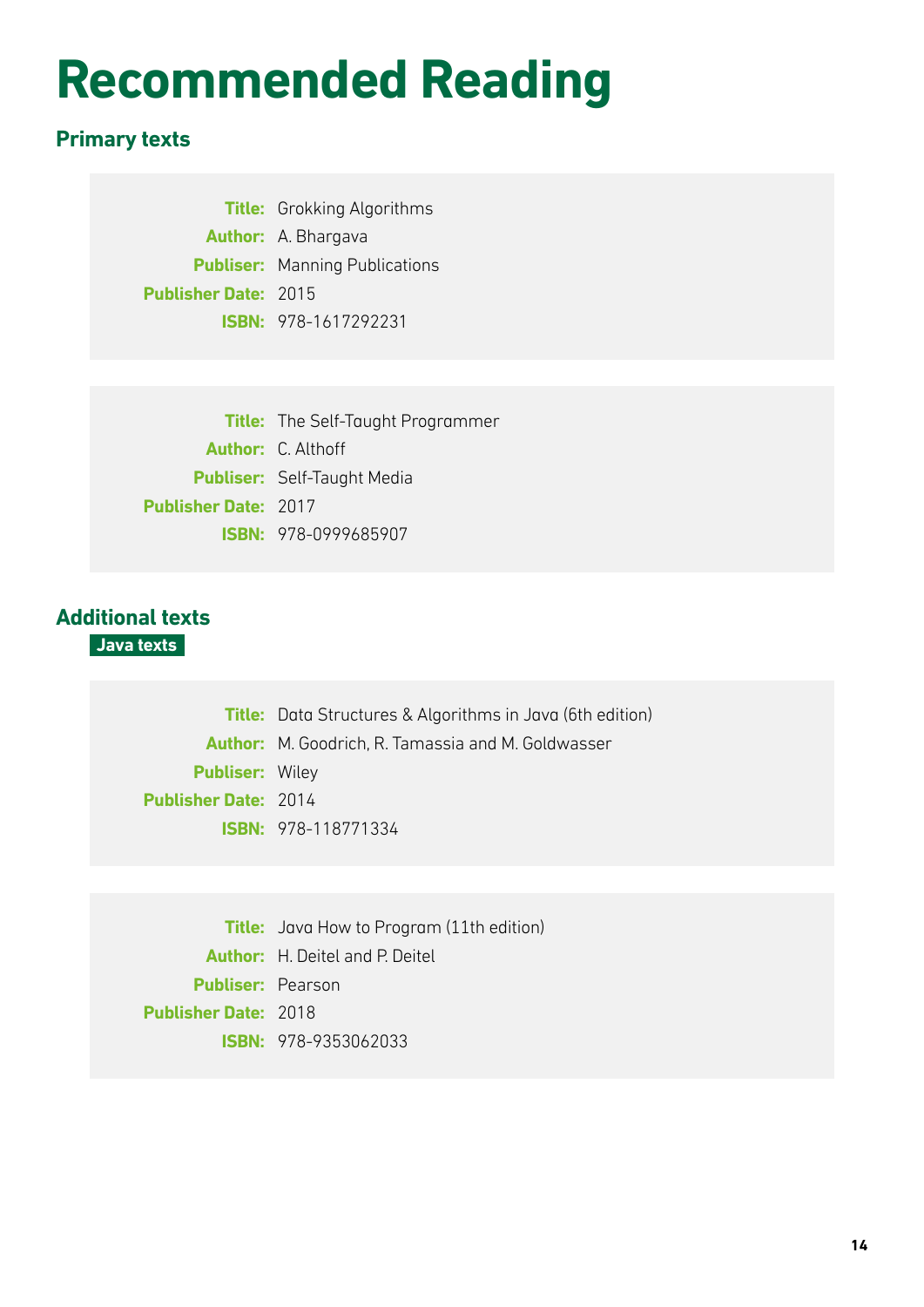# Recommended Reading

## Primary texts

**Title:** Grokking Algorithms
**Author:** A. Bhargava
**Publiser:** Manning Publications
**Publisher Date:** 2015
**ISBN:** 978-1617292231

**Title:** The Self-Taught Programmer
**Author:** C. Althoff
**Publiser:** Self-Taught Media
**Publisher Date:** 2017
**ISBN:** 978-0999685907

## Additional texts

### Java texts

**Title:** Data Structures & Algorithms in Java (6th edition)
**Author:** M. Goodrich, R. Tamassia and M. Goldwasser
**Publiser:** Wiley
**Publisher Date:** 2014
**ISBN:** 978-118771334

**Title:** Java How to Program (11th edition)
**Author:** H. Deitel and P. Deitel
**Publiser:** Pearson
**Publisher Date:** 2018
**ISBN:** 978-9353062033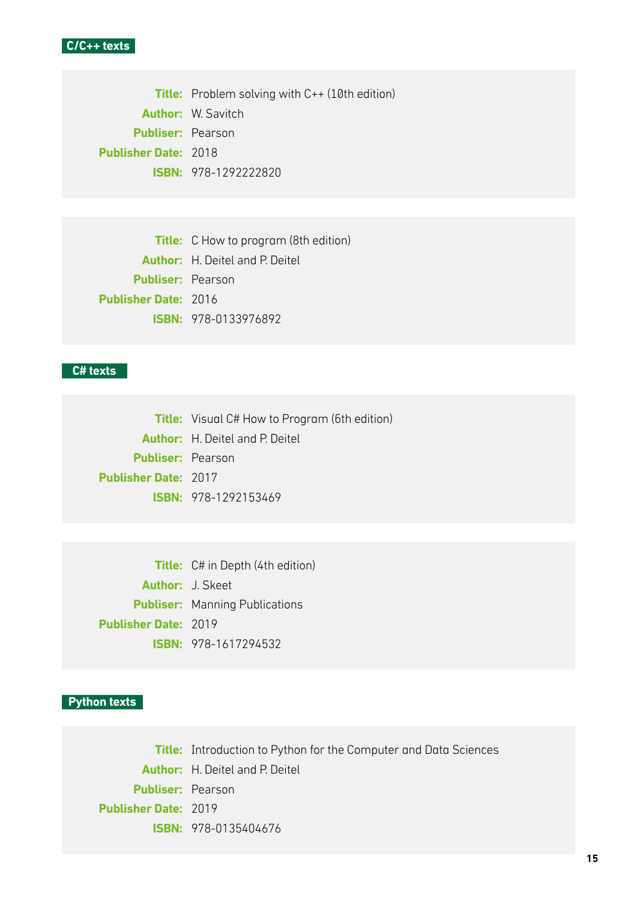## C/C++ texts

**Title:** Problem solving with C++ (10th edition)
**Author:** W. Savitch
**Publiser:** Pearson
**Publisher Date:** 2018
**ISBN:** 978-1292222820

**Title:** C How to program (8th edition)
**Author:** H. Deitel and P. Deitel
**Publiser:** Pearson
**Publisher Date:** 2016
**ISBN:** 978-0133976892

## C# texts

**Title:** Visual C# How to Program (6th edition)
**Author:** H. Deitel and P. Deitel
**Publiser:** Pearson
**Publisher Date:** 2017
**ISBN:** 978-1292153469

**Title:** C# in Depth (4th edition)
**Author:** J. Skeet
**Publiser:** Manning Publications
**Publisher Date:** 2019
**ISBN:** 978-1617294532

## Python texts

**Title:** Introduction to Python for the Computer and Data Sciences
**Author:** H. Deitel and P. Deitel
**Publiser:** Pearson
**Publisher Date:** 2019
**ISBN:** 978-0135404676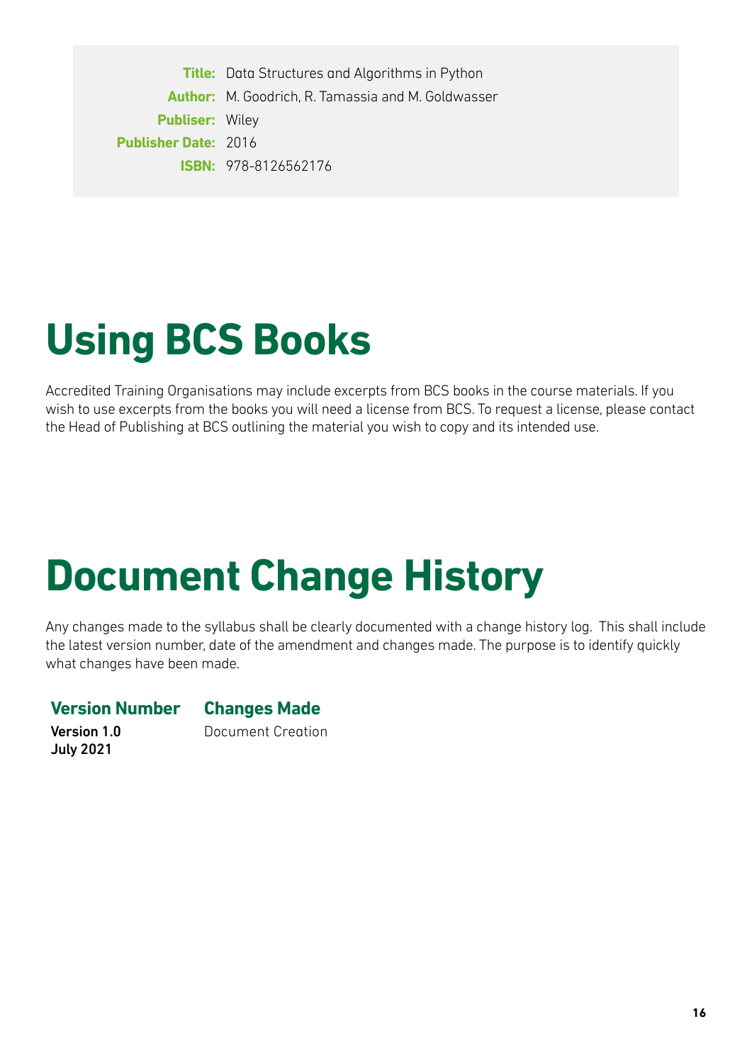**Title:** Data Structures and Algorithms in Python
**Author:** M. Goodrich, R. Tamassia and M. Goldwasser
**Publiser:** Wiley
**Publisher Date:** 2016
**ISBN:** 978-8126562176

# Using BCS Books

Accredited Training Organisations may include excerpts from BCS books in the course materials. If you wish to use excerpts from the books you will need a license from BCS. To request a license, please contact the Head of Publishing at BCS outlining the material you wish to copy and its intended use.

# Document Change History

Any changes made to the syllabus shall be clearly documented with a change history log. This shall include the latest version number, date of the amendment and changes made. The purpose is to identify quickly what changes have been made.

| Version Number | Changes Made |
|---|---|
| **Version 1.0 July 2021** | Document Creation |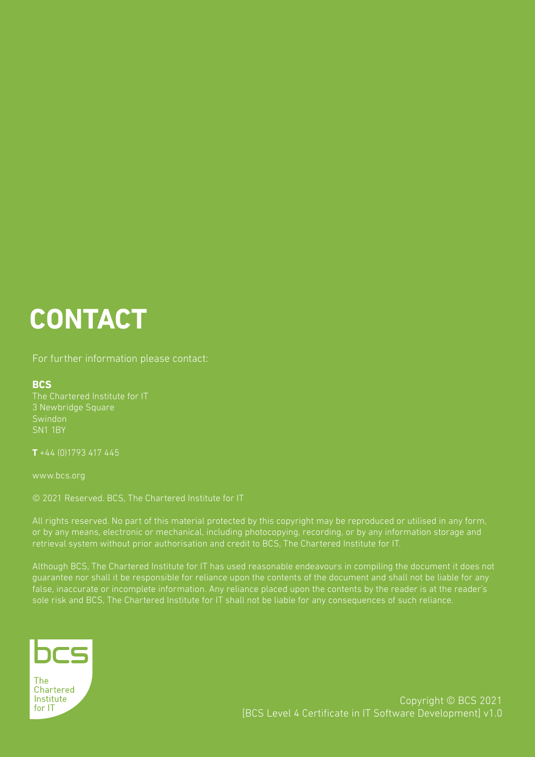# CONTACT

For further information please contact:

**BCS**
The Chartered Institute for IT
3 Newbridge Square
Swindon
SN1 1BY

**T** +44 (0)1793 417 445

www.bcs.org

© 2021 Reserved. BCS, The Chartered Institute for IT

All rights reserved. No part of this material protected by this copyright may be reproduced or utilised in any form, or by any means, electronic or mechanical, including photocopying, recording, or by any information storage and retrieval system without prior authorisation and credit to BCS, The Chartered Institute for IT.

Although BCS, The Chartered Institute for IT has used reasonable endeavours in compiling the document it does not guarantee nor shall it be responsible for reliance upon the contents of the document and shall not be liable for any false, inaccurate or incomplete information. Any reliance placed upon the contents by the reader is at the reader's sole risk and BCS, The Chartered Institute for IT shall not be liable for any consequences of such reliance.

bcs
The Chartered Institute for IT

Copyright © BCS 2021
[BCS Level 4 Certificate in IT Software Development] v1.0